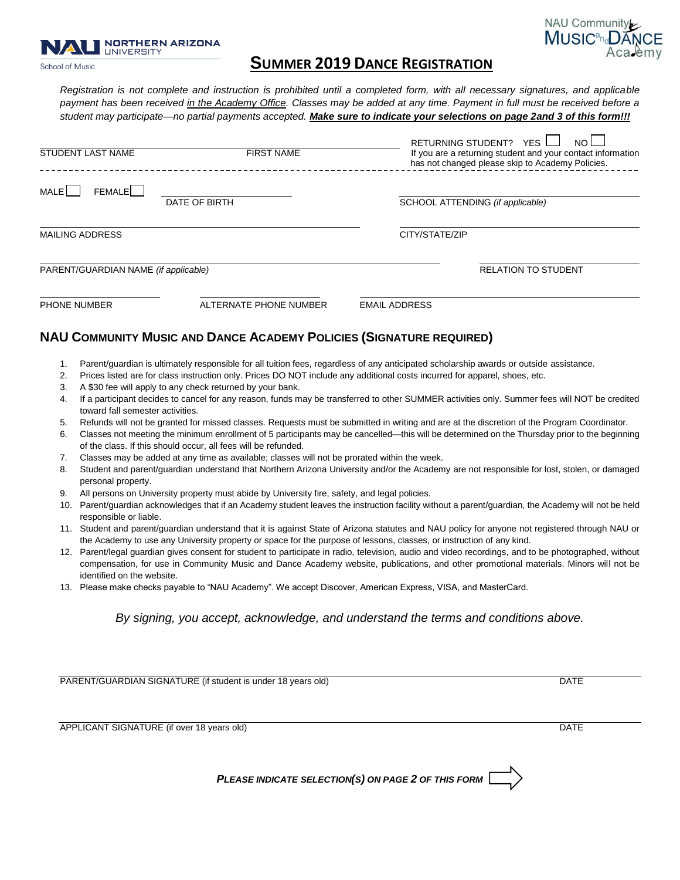NORTHERN ARIZONA UNIVERSITY
School of Music

NAU Community Music and Dance Academy

# SUMMER 2019 DANCE REGISTRATION

*Registration is not complete and instruction is prohibited until a completed form, with all necessary signatures, and applicable payment has been received in the Academy Office. Classes may be added at any time. Payment in full must be received before a student may participate—no partial payments accepted.* ***Make sure to indicate your selections on page 2and 3 of this form!!!***

STUDENT LAST NAME _______________ FIRST NAME _______________

RETURNING STUDENT? YES ☐ NO ☐
If you are a returning student and your contact information has not changed please skip to Academy Policies.

MALE ☐ FEMALE ☐ DATE OF BIRTH _______________

SCHOOL ATTENDING *(if applicable)* _______________

MAILING ADDRESS _______________ CITY/STATE/ZIP _______________

PARENT/GUARDIAN NAME *(if applicable)* _______________ RELATION TO STUDENT _______________

PHONE NUMBER _______________ ALTERNATE PHONE NUMBER _______________ EMAIL ADDRESS _______________

## NAU COMMUNITY MUSIC AND DANCE ACADEMY POLICIES (SIGNATURE REQUIRED)

1. Parent/guardian is ultimately responsible for all tuition fees, regardless of any anticipated scholarship awards or outside assistance.
2. Prices listed are for class instruction only. Prices DO NOT include any additional costs incurred for apparel, shoes, etc.
3. A $30 fee will apply to any check returned by your bank.
4. If a participant decides to cancel for any reason, funds may be transferred to other SUMMER activities only. Summer fees will NOT be credited toward fall semester activities.
5. Refunds will not be granted for missed classes. Requests must be submitted in writing and are at the discretion of the Program Coordinator.
6. Classes not meeting the minimum enrollment of 5 participants may be cancelled—this will be determined on the Thursday prior to the beginning of the class. If this should occur, all fees will be refunded.
7. Classes may be added at any time as available; classes will not be prorated within the week.
8. Student and parent/guardian understand that Northern Arizona University and/or the Academy are not responsible for lost, stolen, or damaged personal property.
9. All persons on University property must abide by University fire, safety, and legal policies.
10. Parent/guardian acknowledges that if an Academy student leaves the instruction facility without a parent/guardian, the Academy will not be held responsible or liable.
11. Student and parent/guardian understand that it is against State of Arizona statutes and NAU policy for anyone not registered through NAU or the Academy to use any University property or space for the purpose of lessons, classes, or instruction of any kind.
12. Parent/legal guardian gives consent for student to participate in radio, television, audio and video recordings, and to be photographed, without compensation, for use in Community Music and Dance Academy website, publications, and other promotional materials. Minors will not be identified on the website.
13. Please make checks payable to "NAU Academy". We accept Discover, American Express, VISA, and MasterCard.

*By signing, you accept, acknowledge, and understand the terms and conditions above.*

PARENT/GUARDIAN SIGNATURE (if student is under 18 years old) _______________ DATE _______________

APPLICANT SIGNATURE (if over 18 years old) _______________ DATE _______________

***PLEASE INDICATE SELECTION(S) ON PAGE 2 OF THIS FORM*** ⇨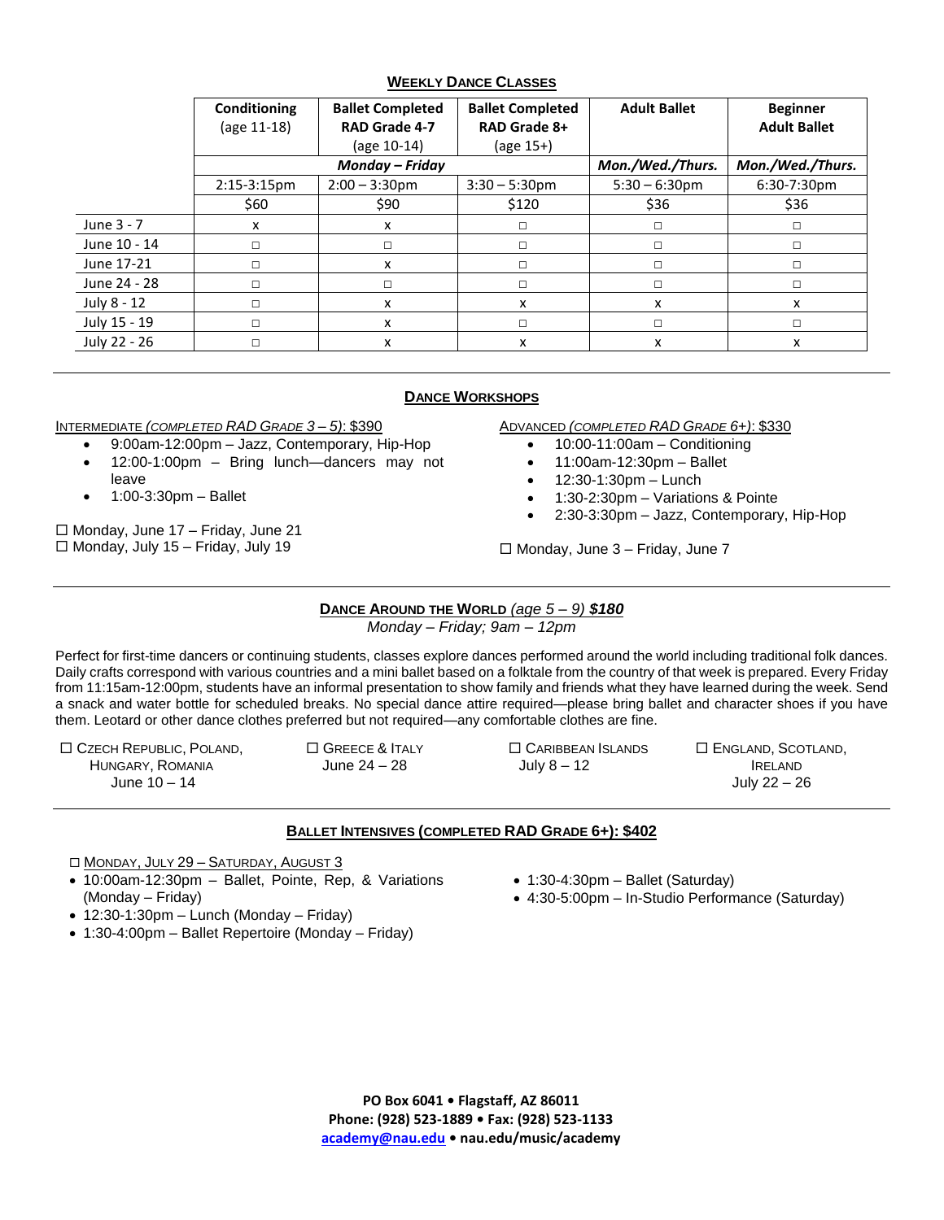## WEEKLY DANCE CLASSES

| | Conditioning (age 11-18) | Ballet Completed RAD Grade 4-7 (age 10-14) | Ballet Completed RAD Grade 8+ (age 15+) | Adult Ballet | Beginner Adult Ballet |
|---|---|---|---|---|---|
| | *Monday – Friday* | | | *Mon./Wed./Thurs.* | *Mon./Wed./Thurs.* |
| | 2:15-3:15pm | 2:00 – 3:30pm | 3:30 – 5:30pm | 5:30 – 6:30pm | 6:30-7:30pm |
| | $60 | $90 | $120 | $36 | $36 |
| June 3 - 7 | x | x | □ | □ | □ |
| June 10 - 14 | □ | □ | □ | □ | □ |
| June 17-21 | □ | x | □ | □ | □ |
| June 24 - 28 | □ | □ | □ | □ | □ |
| July 8 - 12 | □ | x | x | x | x |
| July 15 - 19 | □ | x | □ | □ | □ |
| July 22 - 26 | □ | x | x | x | x |

---

## DANCE WORKSHOPS

INTERMEDIATE *(COMPLETED RAD GRADE 3 – 5)*: $390

- 9:00am-12:00pm – Jazz, Contemporary, Hip-Hop
- 12:00-1:00pm – Bring lunch—dancers may not leave
- 1:00-3:30pm – Ballet

☐ Monday, June 17 – Friday, June 21
☐ Monday, July 15 – Friday, July 19

ADVANCED *(COMPLETED RAD GRADE 6+)*: $330

- 10:00-11:00am – Conditioning
- 11:00am-12:30pm – Ballet
- 12:30-1:30pm – Lunch
- 1:30-2:30pm – Variations & Pointe
- 2:30-3:30pm – Jazz, Contemporary, Hip-Hop

☐ Monday, June 3 – Friday, June 7

---

## DANCE AROUND THE WORLD *(age 5 – 9)* ***$180***

*Monday – Friday; 9am – 12pm*

Perfect for first-time dancers or continuing students, classes explore dances performed around the world including traditional folk dances. Daily crafts correspond with various countries and a mini ballet based on a folktale from the country of that week is prepared. Every Friday from 11:15am-12:00pm, students have an informal presentation to show family and friends what they have learned during the week. Send a snack and water bottle for scheduled breaks. No special dance attire required—please bring ballet and character shoes if you have them. Leotard or other dance clothes preferred but not required—any comfortable clothes are fine.

☐ CZECH REPUBLIC, POLAND, HUNGARY, ROMANIA
June 10 – 14

☐ GREECE & ITALY
June 24 – 28

☐ CARIBBEAN ISLANDS
July 8 – 12

☐ ENGLAND, SCOTLAND, IRELAND
July 22 – 26

---

## BALLET INTENSIVES (COMPLETED RAD GRADE 6+): $402

☐ MONDAY, JULY 29 – SATURDAY, AUGUST 3

- 10:00am-12:30pm – Ballet, Pointe, Rep, & Variations (Monday – Friday)
- 12:30-1:30pm – Lunch (Monday – Friday)
- 1:30-4:00pm – Ballet Repertoire (Monday – Friday)
- 1:30-4:30pm – Ballet (Saturday)
- 4:30-5:00pm – In-Studio Performance (Saturday)

**PO Box 6041 • Flagstaff, AZ 86011**
**Phone: (928) 523-1889 • Fax: (928) 523-1133**
**academy@nau.edu • nau.edu/music/academy**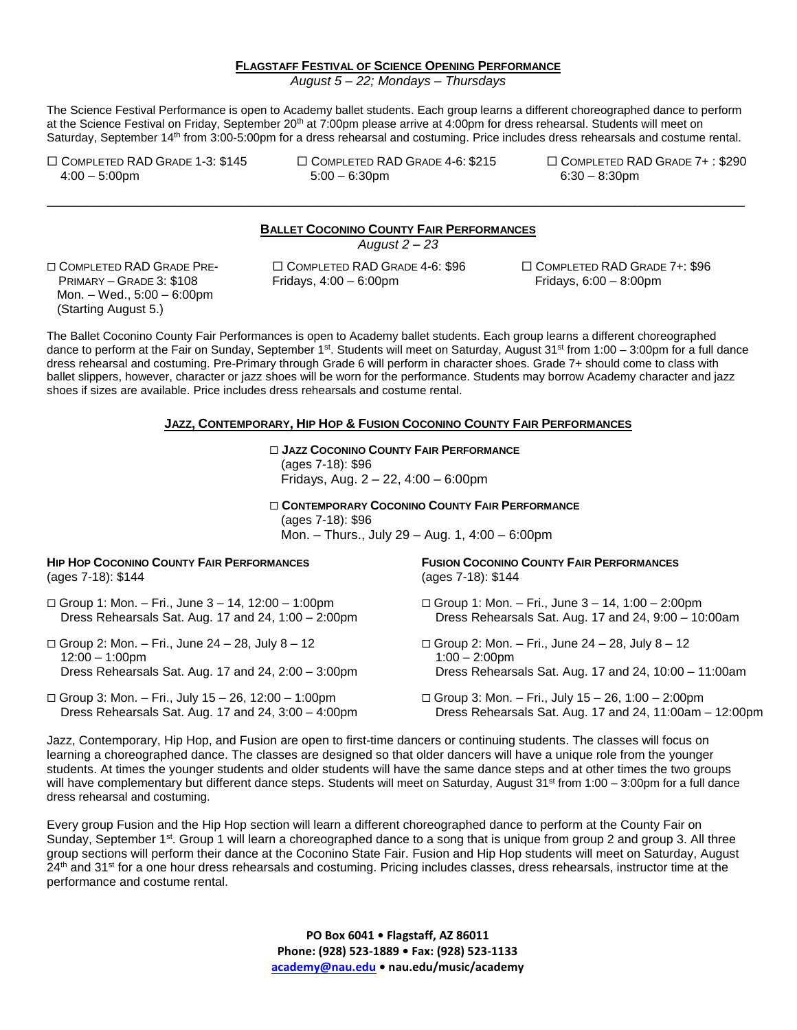## Flagstaff Festival of Science Opening Performance

*August 5 – 22; Mondays – Thursdays*

The Science Festival Performance is open to Academy ballet students. Each group learns a different choreographed dance to perform at the Science Festival on Friday, September 20th at 7:00pm please arrive at 4:00pm for dress rehearsal. Students will meet on Saturday, September 14th from 3:00-5:00pm for a dress rehearsal and costuming. Price includes dress rehearsals and costume rental.

☐ Completed RAD Grade 1-3: $145
4:00 – 5:00pm

☐ Completed RAD Grade 4-6: $215
5:00 – 6:30pm

☐ Completed RAD Grade 7+ : $290
6:30 – 8:30pm

---

## Ballet Coconino County Fair Performances

*August 2 – 23*

☐ Completed RAD Grade Pre-Primary – Grade 3: $108
Mon. – Wed., 5:00 – 6:00pm
(Starting August 5.)

☐ Completed RAD Grade 4-6: $96
Fridays, 4:00 – 6:00pm

☐ Completed RAD Grade 7+: $96
Fridays, 6:00 – 8:00pm

The Ballet Coconino County Fair Performances is open to Academy ballet students. Each group learns a different choreographed dance to perform at the Fair on Sunday, September 1st. Students will meet on Saturday, August 31st from 1:00 – 3:00pm for a full dance dress rehearsal and costuming. Pre-Primary through Grade 6 will perform in character shoes. Grade 7+ should come to class with ballet slippers, however, character or jazz shoes will be worn for the performance. Students may borrow Academy character and jazz shoes if sizes are available. Price includes dress rehearsals and costume rental.

## Jazz, Contemporary, Hip Hop & Fusion Coconino County Fair Performances

☐ **Jazz Coconino County Fair Performance**
(ages 7-18): $96
Fridays, Aug. 2 – 22, 4:00 – 6:00pm

☐ **Contemporary Coconino County Fair Performance**
(ages 7-18): $96
Mon. – Thurs., July 29 – Aug. 1, 4:00 – 6:00pm

**Hip Hop Coconino County Fair Performances**
(ages 7-18): $144

☐ Group 1: Mon. – Fri., June 3 – 14, 12:00 – 1:00pm
Dress Rehearsals Sat. Aug. 17 and 24, 1:00 – 2:00pm

☐ Group 2: Mon. – Fri., June 24 – 28, July 8 – 12
12:00 – 1:00pm
Dress Rehearsals Sat. Aug. 17 and 24, 2:00 – 3:00pm

☐ Group 3: Mon. – Fri., July 15 – 26, 12:00 – 1:00pm
Dress Rehearsals Sat. Aug. 17 and 24, 3:00 – 4:00pm

**Fusion Coconino County Fair Performances**
(ages 7-18): $144

☐ Group 1: Mon. – Fri., June 3 – 14, 1:00 – 2:00pm
Dress Rehearsals Sat. Aug. 17 and 24, 9:00 – 10:00am

☐ Group 2: Mon. – Fri., June 24 – 28, July 8 – 12
1:00 – 2:00pm
Dress Rehearsals Sat. Aug. 17 and 24, 10:00 – 11:00am

☐ Group 3: Mon. – Fri., July 15 – 26, 1:00 – 2:00pm
Dress Rehearsals Sat. Aug. 17 and 24, 11:00am – 12:00pm

Jazz, Contemporary, Hip Hop, and Fusion are open to first-time dancers or continuing students. The classes will focus on learning a choreographed dance. The classes are designed so that older dancers will have a unique role from the younger students. At times the younger students and older students will have the same dance steps and at other times the two groups will have complementary but different dance steps. Students will meet on Saturday, August 31st from 1:00 – 3:00pm for a full dance dress rehearsal and costuming.

Every group Fusion and the Hip Hop section will learn a different choreographed dance to perform at the County Fair on Sunday, September 1st. Group 1 will learn a choreographed dance to a song that is unique from group 2 and group 3. All three group sections will perform their dance at the Coconino State Fair. Fusion and Hip Hop students will meet on Saturday, August 24th and 31st for a one hour dress rehearsals and costuming. Pricing includes classes, dress rehearsals, instructor time at the performance and costume rental.

**PO Box 6041 • Flagstaff, AZ 86011**
**Phone: (928) 523-1889 • Fax: (928) 523-1133**
**academy@nau.edu • nau.edu/music/academy**